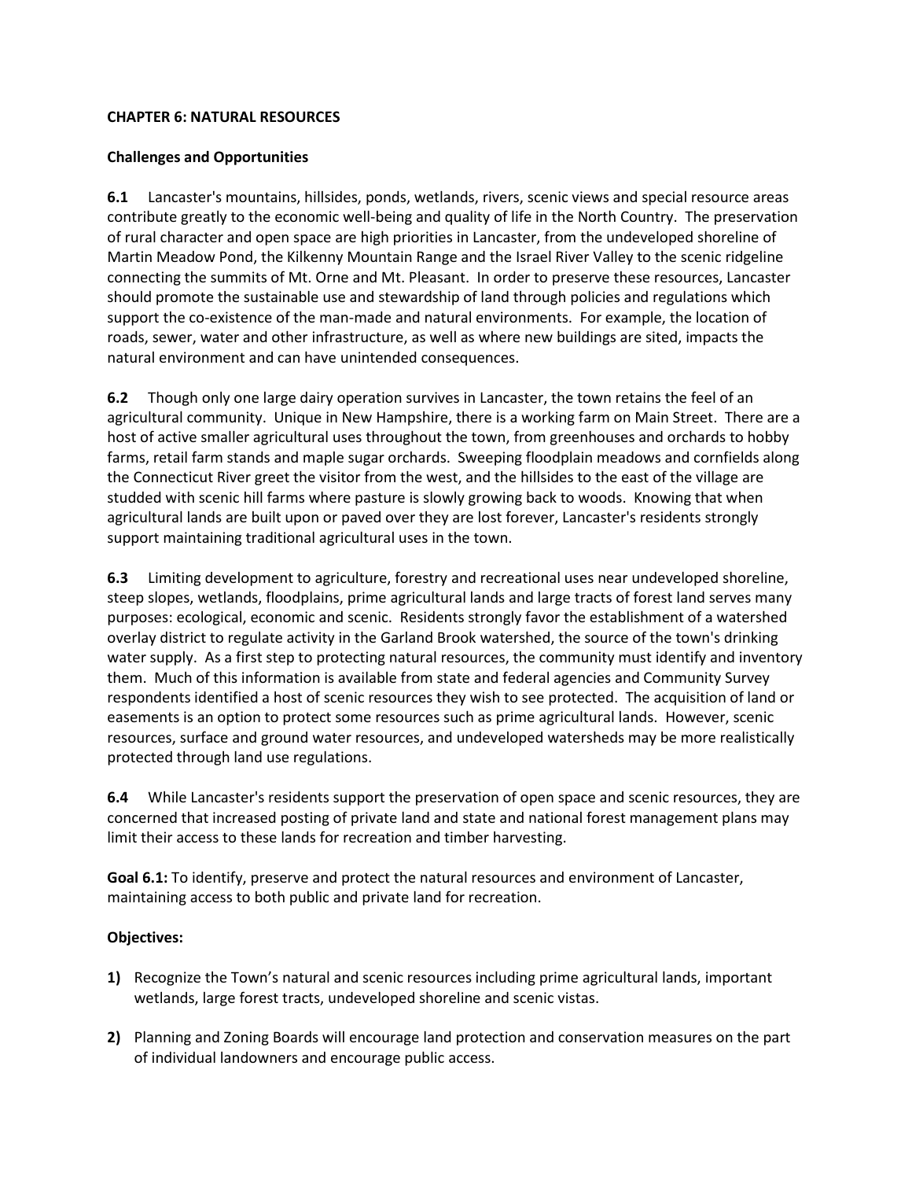## CHAPTER 6: NATURAL RESOURCES

### Challenges and Opportunities

**6.1** Lancaster's mountains, hillsides, ponds, wetlands, rivers, scenic views and special resource areas contribute greatly to the economic well-being and quality of life in the North Country. The preservation of rural character and open space are high priorities in Lancaster, from the undeveloped shoreline of Martin Meadow Pond, the Kilkenny Mountain Range and the Israel River Valley to the scenic ridgeline connecting the summits of Mt. Orne and Mt. Pleasant. In order to preserve these resources, Lancaster should promote the sustainable use and stewardship of land through policies and regulations which support the co-existence of the man-made and natural environments. For example, the location of roads, sewer, water and other infrastructure, as well as where new buildings are sited, impacts the natural environment and can have unintended consequences.

**6.2** Though only one large dairy operation survives in Lancaster, the town retains the feel of an agricultural community. Unique in New Hampshire, there is a working farm on Main Street. There are a host of active smaller agricultural uses throughout the town, from greenhouses and orchards to hobby farms, retail farm stands and maple sugar orchards. Sweeping floodplain meadows and cornfields along the Connecticut River greet the visitor from the west, and the hillsides to the east of the village are studded with scenic hill farms where pasture is slowly growing back to woods. Knowing that when agricultural lands are built upon or paved over they are lost forever, Lancaster's residents strongly support maintaining traditional agricultural uses in the town.

**6.3** Limiting development to agriculture, forestry and recreational uses near undeveloped shoreline, steep slopes, wetlands, floodplains, prime agricultural lands and large tracts of forest land serves many purposes: ecological, economic and scenic. Residents strongly favor the establishment of a watershed overlay district to regulate activity in the Garland Brook watershed, the source of the town's drinking water supply. As a first step to protecting natural resources, the community must identify and inventory them. Much of this information is available from state and federal agencies and Community Survey respondents identified a host of scenic resources they wish to see protected. The acquisition of land or easements is an option to protect some resources such as prime agricultural lands. However, scenic resources, surface and ground water resources, and undeveloped watersheds may be more realistically protected through land use regulations.

**6.4** While Lancaster's residents support the preservation of open space and scenic resources, they are concerned that increased posting of private land and state and national forest management plans may limit their access to these lands for recreation and timber harvesting.

**Goal 6.1:** To identify, preserve and protect the natural resources and environment of Lancaster, maintaining access to both public and private land for recreation.

**Objectives:**

1) Recognize the Town's natural and scenic resources including prime agricultural lands, important wetlands, large forest tracts, undeveloped shoreline and scenic vistas.
2) Planning and Zoning Boards will encourage land protection and conservation measures on the part of individual landowners and encourage public access.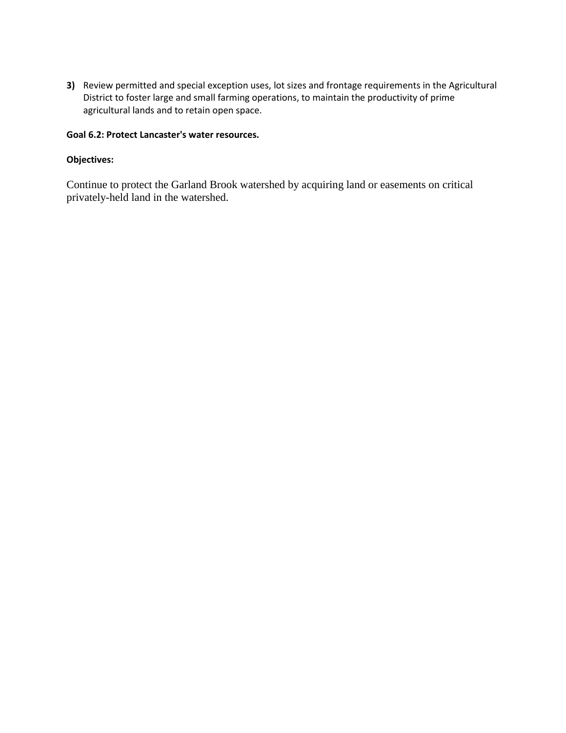3) Review permitted and special exception uses, lot sizes and frontage requirements in the Agricultural District to foster large and small farming operations, to maintain the productivity of prime agricultural lands and to retain open space.

**Goal 6.2: Protect Lancaster's water resources.**

**Objectives:**

Continue to protect the Garland Brook watershed by acquiring land or easements on critical privately-held land in the watershed.